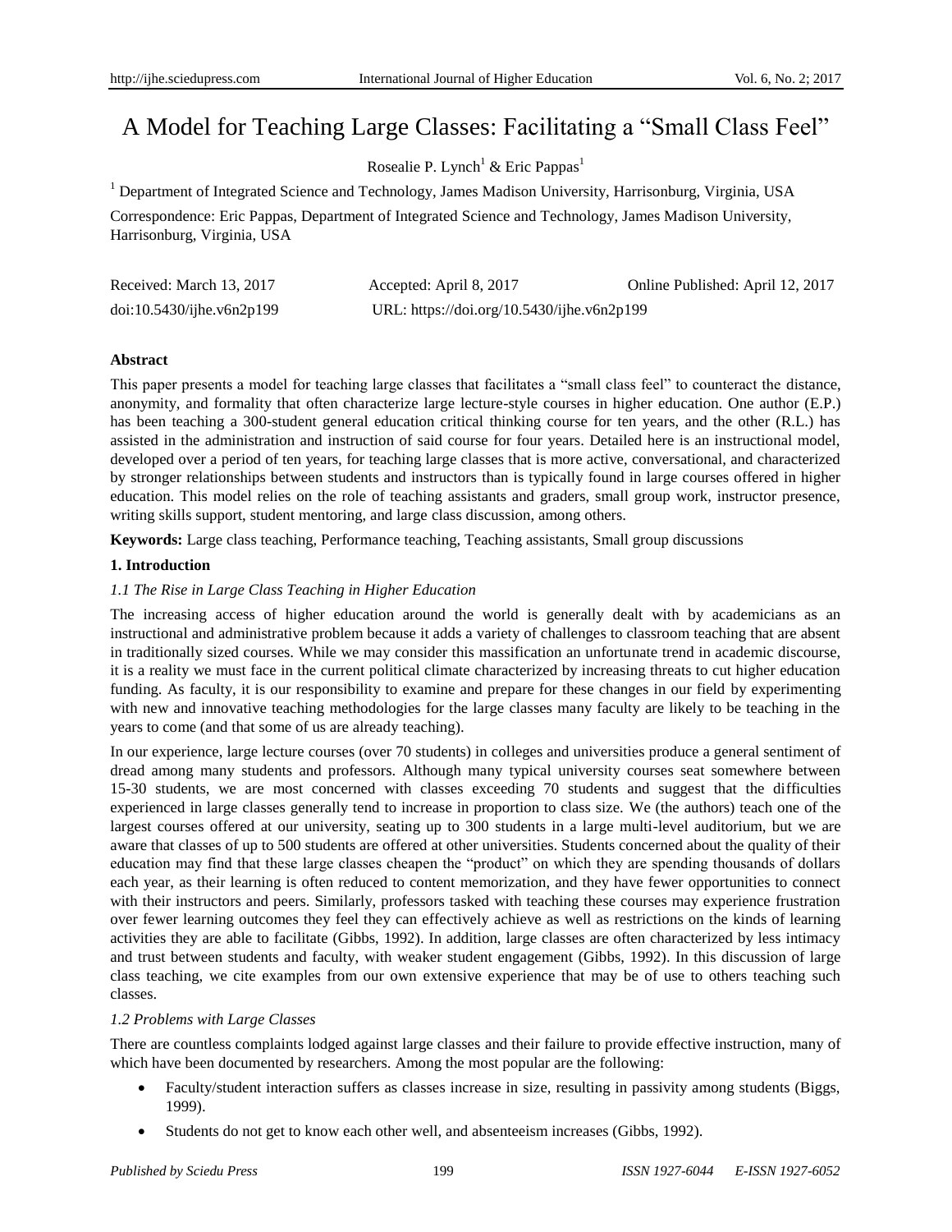# A Model for Teaching Large Classes: Facilitating a "Small Class Feel"

Rosealie P. Lynch[1] & Eric Pappas[1]

[1] Department of Integrated Science and Technology, James Madison University, Harrisonburg, Virginia, USA

Correspondence: Eric Pappas, Department of Integrated Science and Technology, James Madison University, Harrisonburg, Virginia, USA

Received: March 13, 2017 Accepted: April 8, 2017 Online Published: April 12, 2017

doi:10.5430/ijhe.v6n2p199 URL: https://doi.org/10.5430/ijhe.v6n2p199

## Abstract

This paper presents a model for teaching large classes that facilitates a "small class feel" to counteract the distance, anonymity, and formality that often characterize large lecture-style courses in higher education. One author (E.P.) has been teaching a 300-student general education critical thinking course for ten years, and the other (R.L.) has assisted in the administration and instruction of said course for four years. Detailed here is an instructional model, developed over a period of ten years, for teaching large classes that is more active, conversational, and characterized by stronger relationships between students and instructors than is typically found in large courses offered in higher education. This model relies on the role of teaching assistants and graders, small group work, instructor presence, writing skills support, student mentoring, and large class discussion, among others.

**Keywords:** Large class teaching, Performance teaching, Teaching assistants, Small group discussions

## 1. Introduction

### *1.1 The Rise in Large Class Teaching in Higher Education*

The increasing access of higher education around the world is generally dealt with by academicians as an instructional and administrative problem because it adds a variety of challenges to classroom teaching that are absent in traditionally sized courses. While we may consider this massification an unfortunate trend in academic discourse, it is a reality we must face in the current political climate characterized by increasing threats to cut higher education funding. As faculty, it is our responsibility to examine and prepare for these changes in our field by experimenting with new and innovative teaching methodologies for the large classes many faculty are likely to be teaching in the years to come (and that some of us are already teaching).

In our experience, large lecture courses (over 70 students) in colleges and universities produce a general sentiment of dread among many students and professors. Although many typical university courses seat somewhere between 15-30 students, we are most concerned with classes exceeding 70 students and suggest that the difficulties experienced in large classes generally tend to increase in proportion to class size. We (the authors) teach one of the largest courses offered at our university, seating up to 300 students in a large multi-level auditorium, but we are aware that classes of up to 500 students are offered at other universities. Students concerned about the quality of their education may find that these large classes cheapen the "product" on which they are spending thousands of dollars each year, as their learning is often reduced to content memorization, and they have fewer opportunities to connect with their instructors and peers. Similarly, professors tasked with teaching these courses may experience frustration over fewer learning outcomes they feel they can effectively achieve as well as restrictions on the kinds of learning activities they are able to facilitate (Gibbs, 1992). In addition, large classes are often characterized by less intimacy and trust between students and faculty, with weaker student engagement (Gibbs, 1992). In this discussion of large class teaching, we cite examples from our own extensive experience that may be of use to others teaching such classes.

### *1.2 Problems with Large Classes*

There are countless complaints lodged against large classes and their failure to provide effective instruction, many of which have been documented by researchers. Among the most popular are the following:

- Faculty/student interaction suffers as classes increase in size, resulting in passivity among students (Biggs, 1999).
- Students do not get to know each other well, and absenteeism increases (Gibbs, 1992).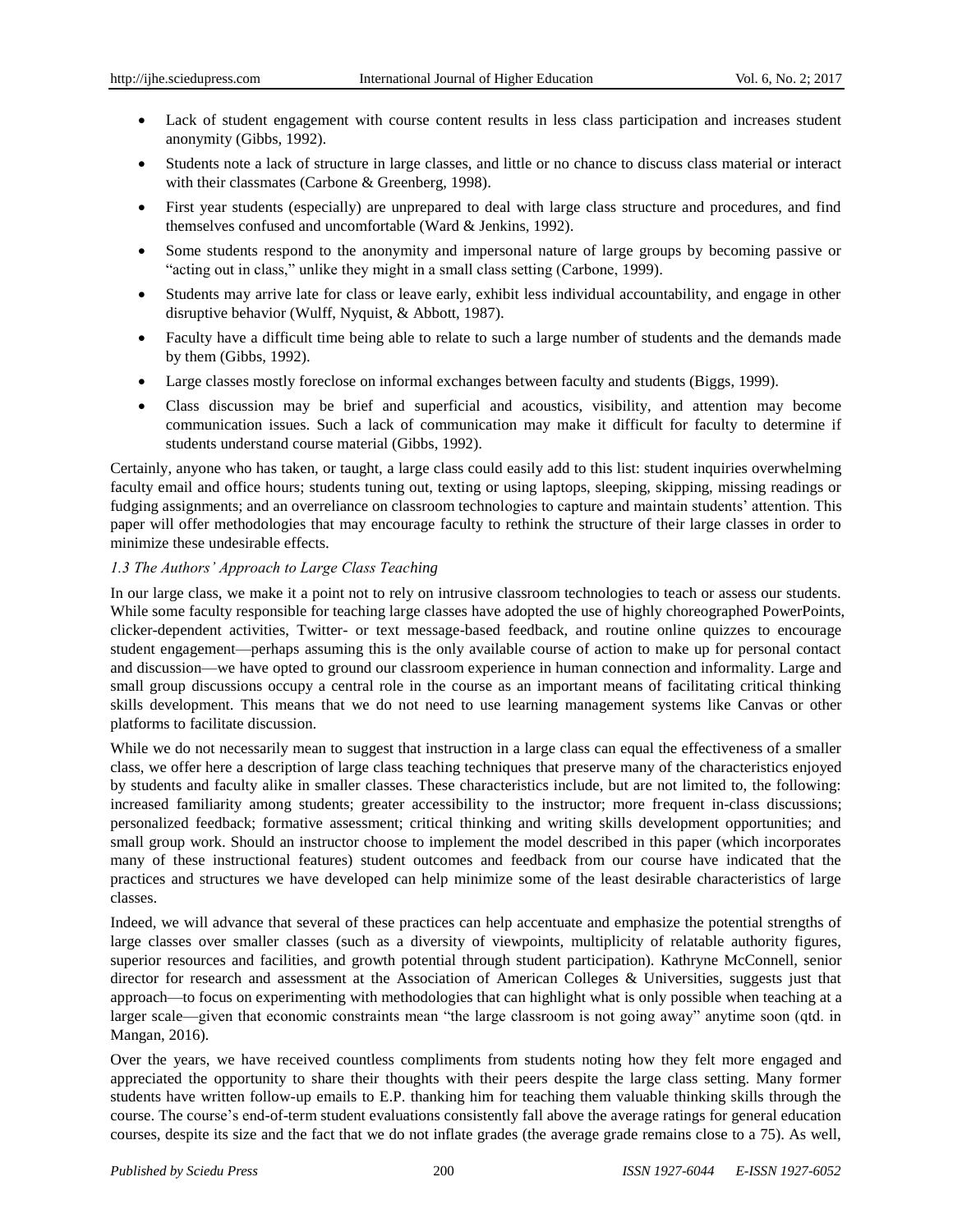- Lack of student engagement with course content results in less class participation and increases student anonymity (Gibbs, 1992).
- Students note a lack of structure in large classes, and little or no chance to discuss class material or interact with their classmates (Carbone & Greenberg, 1998).
- First year students (especially) are unprepared to deal with large class structure and procedures, and find themselves confused and uncomfortable (Ward & Jenkins, 1992).
- Some students respond to the anonymity and impersonal nature of large groups by becoming passive or "acting out in class," unlike they might in a small class setting (Carbone, 1999).
- Students may arrive late for class or leave early, exhibit less individual accountability, and engage in other disruptive behavior (Wulff, Nyquist, & Abbott, 1987).
- Faculty have a difficult time being able to relate to such a large number of students and the demands made by them (Gibbs, 1992).
- Large classes mostly foreclose on informal exchanges between faculty and students (Biggs, 1999).
- Class discussion may be brief and superficial and acoustics, visibility, and attention may become communication issues. Such a lack of communication may make it difficult for faculty to determine if students understand course material (Gibbs, 1992).

Certainly, anyone who has taken, or taught, a large class could easily add to this list: student inquiries overwhelming faculty email and office hours; students tuning out, texting or using laptops, sleeping, skipping, missing readings or fudging assignments; and an overreliance on classroom technologies to capture and maintain students' attention. This paper will offer methodologies that may encourage faculty to rethink the structure of their large classes in order to minimize these undesirable effects.

### *1.3 The Authors' Approach to Large Class Teaching*

In our large class, we make it a point not to rely on intrusive classroom technologies to teach or assess our students. While some faculty responsible for teaching large classes have adopted the use of highly choreographed PowerPoints, clicker-dependent activities, Twitter- or text message-based feedback, and routine online quizzes to encourage student engagement—perhaps assuming this is the only available course of action to make up for personal contact and discussion—we have opted to ground our classroom experience in human connection and informality. Large and small group discussions occupy a central role in the course as an important means of facilitating critical thinking skills development. This means that we do not need to use learning management systems like Canvas or other platforms to facilitate discussion.

While we do not necessarily mean to suggest that instruction in a large class can equal the effectiveness of a smaller class, we offer here a description of large class teaching techniques that preserve many of the characteristics enjoyed by students and faculty alike in smaller classes. These characteristics include, but are not limited to, the following: increased familiarity among students; greater accessibility to the instructor; more frequent in-class discussions; personalized feedback; formative assessment; critical thinking and writing skills development opportunities; and small group work. Should an instructor choose to implement the model described in this paper (which incorporates many of these instructional features) student outcomes and feedback from our course have indicated that the practices and structures we have developed can help minimize some of the least desirable characteristics of large classes.

Indeed, we will advance that several of these practices can help accentuate and emphasize the potential strengths of large classes over smaller classes (such as a diversity of viewpoints, multiplicity of relatable authority figures, superior resources and facilities, and growth potential through student participation). Kathryne McConnell, senior director for research and assessment at the Association of American Colleges & Universities, suggests just that approach—to focus on experimenting with methodologies that can highlight what is only possible when teaching at a larger scale—given that economic constraints mean "the large classroom is not going away" anytime soon (qtd. in Mangan, 2016).

Over the years, we have received countless compliments from students noting how they felt more engaged and appreciated the opportunity to share their thoughts with their peers despite the large class setting. Many former students have written follow-up emails to E.P. thanking him for teaching them valuable thinking skills through the course. The course's end-of-term student evaluations consistently fall above the average ratings for general education courses, despite its size and the fact that we do not inflate grades (the average grade remains close to a 75). As well,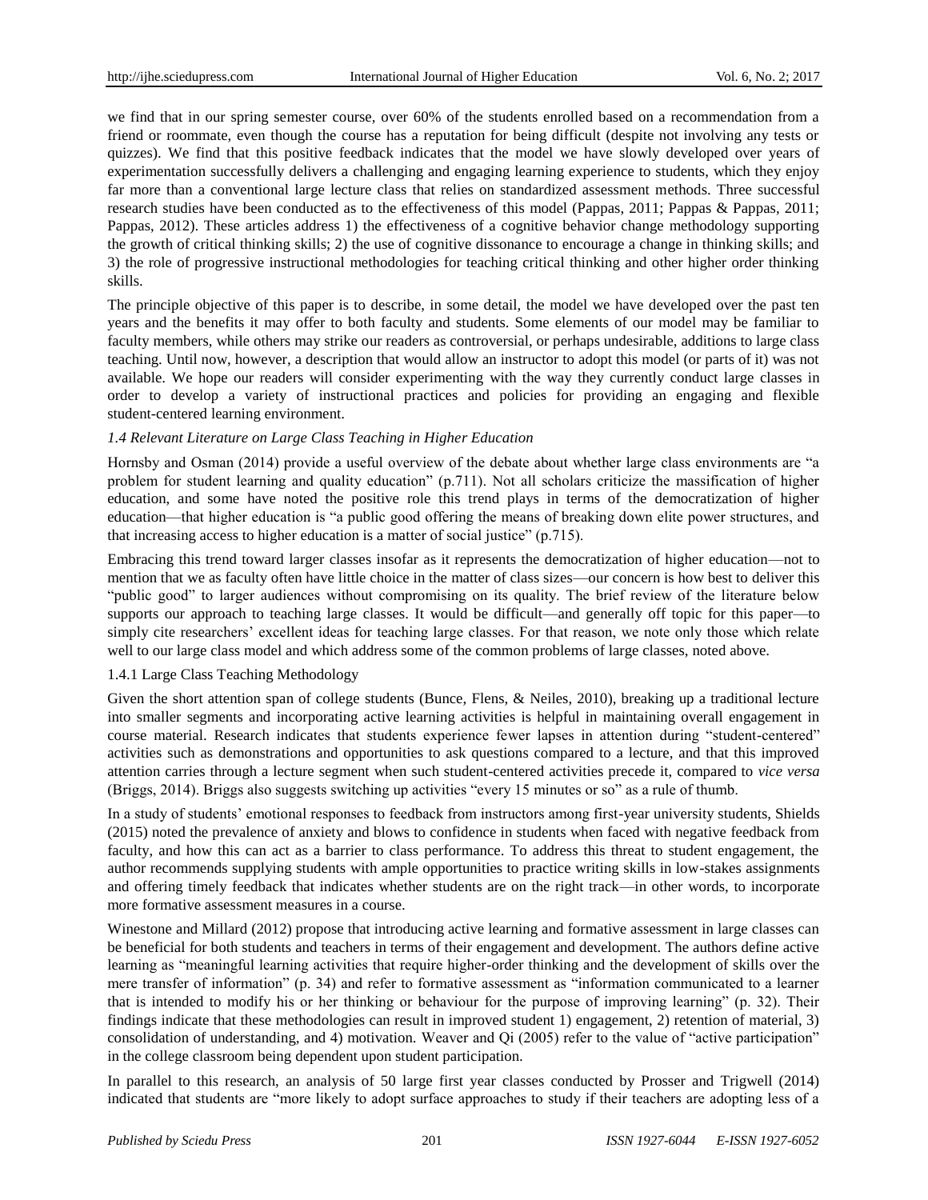we find that in our spring semester course, over 60% of the students enrolled based on a recommendation from a friend or roommate, even though the course has a reputation for being difficult (despite not involving any tests or quizzes). We find that this positive feedback indicates that the model we have slowly developed over years of experimentation successfully delivers a challenging and engaging learning experience to students, which they enjoy far more than a conventional large lecture class that relies on standardized assessment methods. Three successful research studies have been conducted as to the effectiveness of this model (Pappas, 2011; Pappas & Pappas, 2011; Pappas, 2012). These articles address 1) the effectiveness of a cognitive behavior change methodology supporting the growth of critical thinking skills; 2) the use of cognitive dissonance to encourage a change in thinking skills; and 3) the role of progressive instructional methodologies for teaching critical thinking and other higher order thinking skills.

The principle objective of this paper is to describe, in some detail, the model we have developed over the past ten years and the benefits it may offer to both faculty and students. Some elements of our model may be familiar to faculty members, while others may strike our readers as controversial, or perhaps undesirable, additions to large class teaching. Until now, however, a description that would allow an instructor to adopt this model (or parts of it) was not available. We hope our readers will consider experimenting with the way they currently conduct large classes in order to develop a variety of instructional practices and policies for providing an engaging and flexible student-centered learning environment.

### *1.4 Relevant Literature on Large Class Teaching in Higher Education*

Hornsby and Osman (2014) provide a useful overview of the debate about whether large class environments are "a problem for student learning and quality education" (p.711). Not all scholars criticize the massification of higher education, and some have noted the positive role this trend plays in terms of the democratization of higher education—that higher education is "a public good offering the means of breaking down elite power structures, and that increasing access to higher education is a matter of social justice" (p.715).

Embracing this trend toward larger classes insofar as it represents the democratization of higher education—not to mention that we as faculty often have little choice in the matter of class sizes—our concern is how best to deliver this "public good" to larger audiences without compromising on its quality. The brief review of the literature below supports our approach to teaching large classes. It would be difficult—and generally off topic for this paper—to simply cite researchers' excellent ideas for teaching large classes. For that reason, we note only those which relate well to our large class model and which address some of the common problems of large classes, noted above.

#### 1.4.1 Large Class Teaching Methodology

Given the short attention span of college students (Bunce, Flens, & Neiles, 2010), breaking up a traditional lecture into smaller segments and incorporating active learning activities is helpful in maintaining overall engagement in course material. Research indicates that students experience fewer lapses in attention during "student-centered" activities such as demonstrations and opportunities to ask questions compared to a lecture, and that this improved attention carries through a lecture segment when such student-centered activities precede it, compared to *vice versa* (Briggs, 2014). Briggs also suggests switching up activities "every 15 minutes or so" as a rule of thumb.

In a study of students' emotional responses to feedback from instructors among first-year university students, Shields (2015) noted the prevalence of anxiety and blows to confidence in students when faced with negative feedback from faculty, and how this can act as a barrier to class performance. To address this threat to student engagement, the author recommends supplying students with ample opportunities to practice writing skills in low-stakes assignments and offering timely feedback that indicates whether students are on the right track—in other words, to incorporate more formative assessment measures in a course.

Winestone and Millard (2012) propose that introducing active learning and formative assessment in large classes can be beneficial for both students and teachers in terms of their engagement and development. The authors define active learning as "meaningful learning activities that require higher-order thinking and the development of skills over the mere transfer of information" (p. 34) and refer to formative assessment as "information communicated to a learner that is intended to modify his or her thinking or behaviour for the purpose of improving learning" (p. 32). Their findings indicate that these methodologies can result in improved student 1) engagement, 2) retention of material, 3) consolidation of understanding, and 4) motivation. Weaver and Qi (2005) refer to the value of "active participation" in the college classroom being dependent upon student participation.

In parallel to this research, an analysis of 50 large first year classes conducted by Prosser and Trigwell (2014) indicated that students are "more likely to adopt surface approaches to study if their teachers are adopting less of a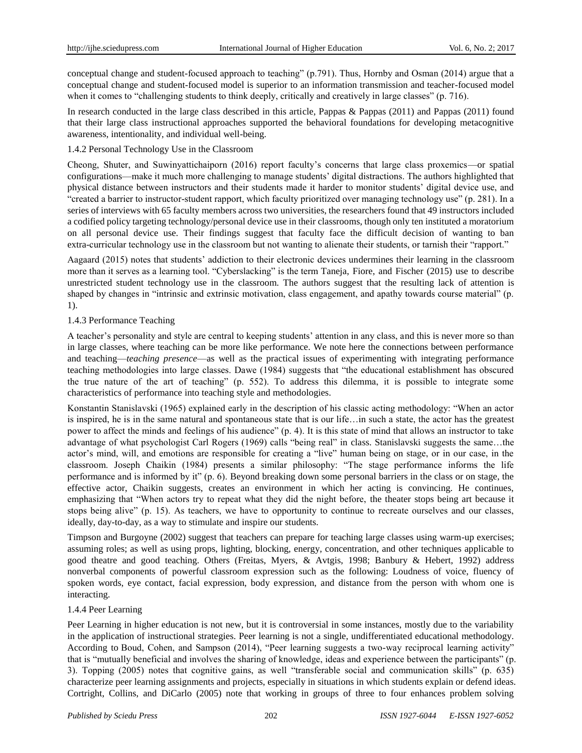conceptual change and student-focused approach to teaching" (p.791). Thus, Hornby and Osman (2014) argue that a conceptual change and student-focused model is superior to an information transmission and teacher-focused model when it comes to "challenging students to think deeply, critically and creatively in large classes" (p. 716).

In research conducted in the large class described in this article, Pappas & Pappas (2011) and Pappas (2011) found that their large class instructional approaches supported the behavioral foundations for developing metacognitive awareness, intentionality, and individual well-being.

#### 1.4.2 Personal Technology Use in the Classroom

Cheong, Shuter, and Suwinyattichaiporn (2016) report faculty's concerns that large class proxemics—or spatial configurations—make it much more challenging to manage students' digital distractions. The authors highlighted that physical distance between instructors and their students made it harder to monitor students' digital device use, and "created a barrier to instructor-student rapport, which faculty prioritized over managing technology use" (p. 281). In a series of interviews with 65 faculty members across two universities, the researchers found that 49 instructors included a codified policy targeting technology/personal device use in their classrooms, though only ten instituted a moratorium on all personal device use. Their findings suggest that faculty face the difficult decision of wanting to ban extra-curricular technology use in the classroom but not wanting to alienate their students, or tarnish their "rapport."

Aagaard (2015) notes that students' addiction to their electronic devices undermines their learning in the classroom more than it serves as a learning tool. "Cyberslacking" is the term Taneja, Fiore, and Fischer (2015) use to describe unrestricted student technology use in the classroom. The authors suggest that the resulting lack of attention is shaped by changes in "intrinsic and extrinsic motivation, class engagement, and apathy towards course material" (p. 1).

#### 1.4.3 Performance Teaching

A teacher's personality and style are central to keeping students' attention in any class, and this is never more so than in large classes, where teaching can be more like performance. We note here the connections between performance and teaching—*teaching presence*—as well as the practical issues of experimenting with integrating performance teaching methodologies into large classes. Dawe (1984) suggests that "the educational establishment has obscured the true nature of the art of teaching" (p. 552). To address this dilemma, it is possible to integrate some characteristics of performance into teaching style and methodologies.

Konstantin Stanislavski (1965) explained early in the description of his classic acting methodology: "When an actor is inspired, he is in the same natural and spontaneous state that is our life…in such a state, the actor has the greatest power to affect the minds and feelings of his audience" (p. 4). It is this state of mind that allows an instructor to take advantage of what psychologist Carl Rogers (1969) calls "being real" in class. Stanislavski suggests the same…the actor's mind, will, and emotions are responsible for creating a "live" human being on stage, or in our case, in the classroom. Joseph Chaikin (1984) presents a similar philosophy: "The stage performance informs the life performance and is informed by it" (p. 6). Beyond breaking down some personal barriers in the class or on stage, the effective actor, Chaikin suggests, creates an environment in which her acting is convincing. He continues, emphasizing that "When actors try to repeat what they did the night before, the theater stops being art because it stops being alive" (p. 15). As teachers, we have to opportunity to continue to recreate ourselves and our classes, ideally, day-to-day, as a way to stimulate and inspire our students.

Timpson and Burgoyne (2002) suggest that teachers can prepare for teaching large classes using warm-up exercises; assuming roles; as well as using props, lighting, blocking, energy, concentration, and other techniques applicable to good theatre and good teaching. Others (Freitas, Myers, & Avtgis, 1998; Banbury & Hebert, 1992) address nonverbal components of powerful classroom expression such as the following: Loudness of voice, fluency of spoken words, eye contact, facial expression, body expression, and distance from the person with whom one is interacting.

#### 1.4.4 Peer Learning

Peer Learning in higher education is not new, but it is controversial in some instances, mostly due to the variability in the application of instructional strategies. Peer learning is not a single, undifferentiated educational methodology. According to Boud, Cohen, and Sampson (2014), "Peer learning suggests a two-way reciprocal learning activity" that is "mutually beneficial and involves the sharing of knowledge, ideas and experience between the participants" (p. 3). Topping (2005) notes that cognitive gains, as well "transferable social and communication skills" (p. 635) characterize peer learning assignments and projects, especially in situations in which students explain or defend ideas. Cortright, Collins, and DiCarlo (2005) note that working in groups of three to four enhances problem solving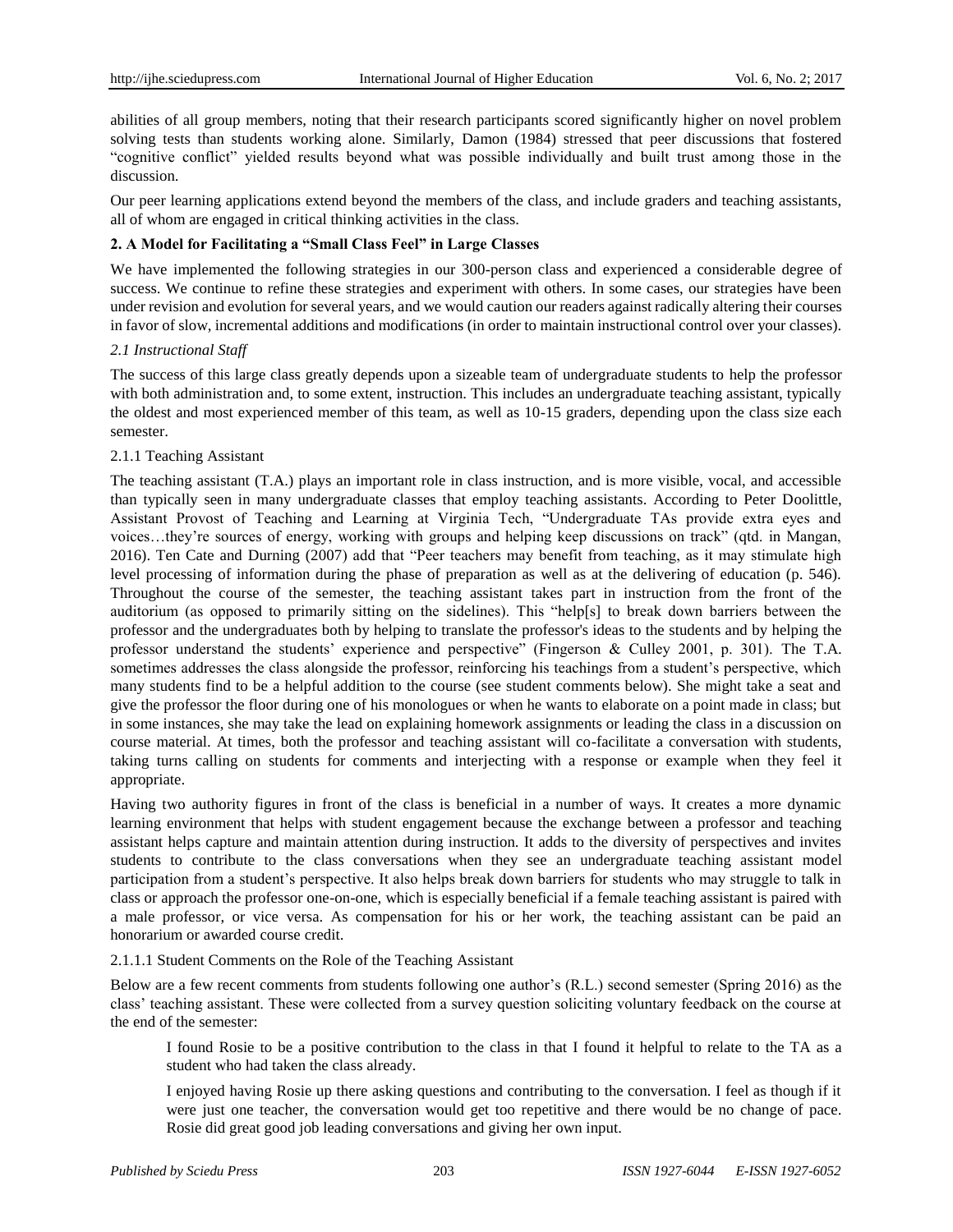abilities of all group members, noting that their research participants scored significantly higher on novel problem solving tests than students working alone. Similarly, Damon (1984) stressed that peer discussions that fostered "cognitive conflict" yielded results beyond what was possible individually and built trust among those in the discussion.

Our peer learning applications extend beyond the members of the class, and include graders and teaching assistants, all of whom are engaged in critical thinking activities in the class.

## 2. A Model for Facilitating a "Small Class Feel" in Large Classes

We have implemented the following strategies in our 300-person class and experienced a considerable degree of success. We continue to refine these strategies and experiment with others. In some cases, our strategies have been under revision and evolution for several years, and we would caution our readers against radically altering their courses in favor of slow, incremental additions and modifications (in order to maintain instructional control over your classes).

### *2.1 Instructional Staff*

The success of this large class greatly depends upon a sizeable team of undergraduate students to help the professor with both administration and, to some extent, instruction. This includes an undergraduate teaching assistant, typically the oldest and most experienced member of this team, as well as 10-15 graders, depending upon the class size each semester.

#### 2.1.1 Teaching Assistant

The teaching assistant (T.A.) plays an important role in class instruction, and is more visible, vocal, and accessible than typically seen in many undergraduate classes that employ teaching assistants. According to Peter Doolittle, Assistant Provost of Teaching and Learning at Virginia Tech, "Undergraduate TAs provide extra eyes and voices…they're sources of energy, working with groups and helping keep discussions on track" (qtd. in Mangan, 2016). Ten Cate and Durning (2007) add that "Peer teachers may benefit from teaching, as it may stimulate high level processing of information during the phase of preparation as well as at the delivering of education (p. 546). Throughout the course of the semester, the teaching assistant takes part in instruction from the front of the auditorium (as opposed to primarily sitting on the sidelines). This "help[s] to break down barriers between the professor and the undergraduates both by helping to translate the professor's ideas to the students and by helping the professor understand the students' experience and perspective" (Fingerson & Culley 2001, p. 301). The T.A. sometimes addresses the class alongside the professor, reinforcing his teachings from a student's perspective, which many students find to be a helpful addition to the course (see student comments below). She might take a seat and give the professor the floor during one of his monologues or when he wants to elaborate on a point made in class; but in some instances, she may take the lead on explaining homework assignments or leading the class in a discussion on course material. At times, both the professor and teaching assistant will co-facilitate a conversation with students, taking turns calling on students for comments and interjecting with a response or example when they feel it appropriate.

Having two authority figures in front of the class is beneficial in a number of ways. It creates a more dynamic learning environment that helps with student engagement because the exchange between a professor and teaching assistant helps capture and maintain attention during instruction. It adds to the diversity of perspectives and invites students to contribute to the class conversations when they see an undergraduate teaching assistant model participation from a student's perspective. It also helps break down barriers for students who may struggle to talk in class or approach the professor one-on-one, which is especially beneficial if a female teaching assistant is paired with a male professor, or vice versa. As compensation for his or her work, the teaching assistant can be paid an honorarium or awarded course credit.

##### 2.1.1.1 Student Comments on the Role of the Teaching Assistant

Below are a few recent comments from students following one author's (R.L.) second semester (Spring 2016) as the class' teaching assistant. These were collected from a survey question soliciting voluntary feedback on the course at the end of the semester:

> I found Rosie to be a positive contribution to the class in that I found it helpful to relate to the TA as a student who had taken the class already.
>
> I enjoyed having Rosie up there asking questions and contributing to the conversation. I feel as though if it were just one teacher, the conversation would get too repetitive and there would be no change of pace. Rosie did great good job leading conversations and giving her own input.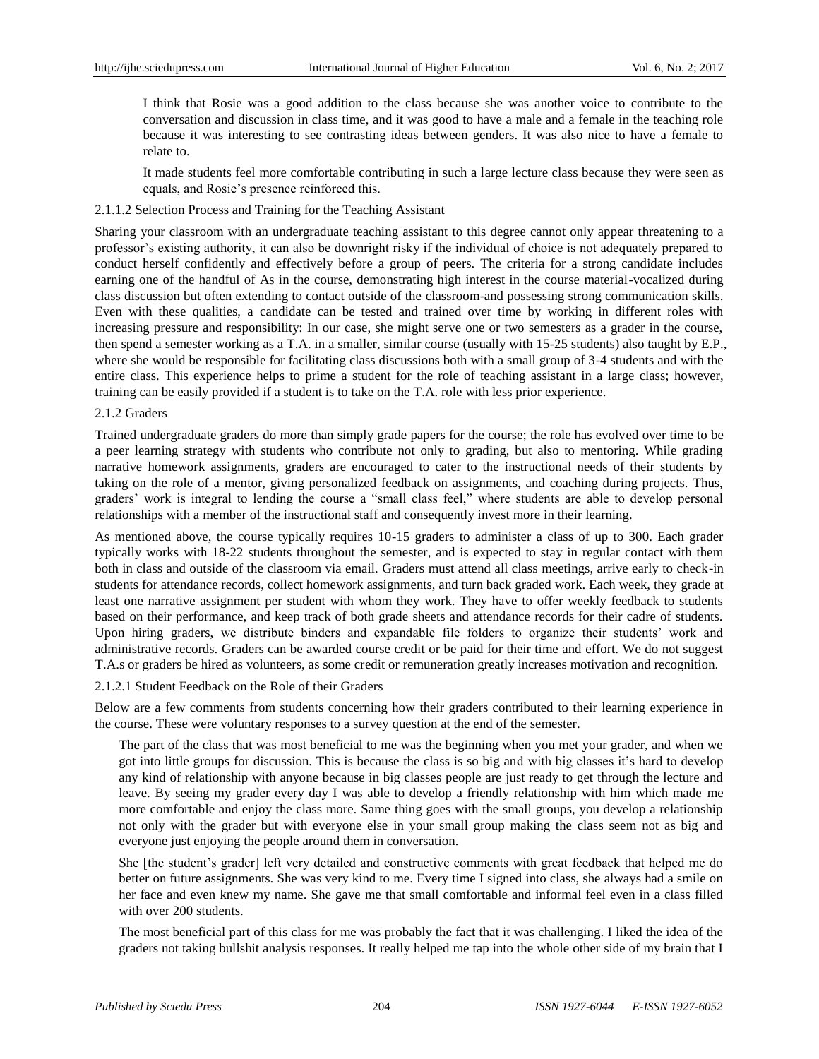> I think that Rosie was a good addition to the class because she was another voice to contribute to the conversation and discussion in class time, and it was good to have a male and a female in the teaching role because it was interesting to see contrasting ideas between genders. It was also nice to have a female to relate to.
>
> It made students feel more comfortable contributing in such a large lecture class because they were seen as equals, and Rosie's presence reinforced this.

#### 2.1.1.2 Selection Process and Training for the Teaching Assistant

Sharing your classroom with an undergraduate teaching assistant to this degree cannot only appear threatening to a professor's existing authority, it can also be downright risky if the individual of choice is not adequately prepared to conduct herself confidently and effectively before a group of peers. The criteria for a strong candidate includes earning one of the handful of As in the course, demonstrating high interest in the course material-vocalized during class discussion but often extending to contact outside of the classroom-and possessing strong communication skills. Even with these qualities, a candidate can be tested and trained over time by working in different roles with increasing pressure and responsibility: In our case, she might serve one or two semesters as a grader in the course, then spend a semester working as a T.A. in a smaller, similar course (usually with 15-25 students) also taught by E.P., where she would be responsible for facilitating class discussions both with a small group of 3-4 students and with the entire class. This experience helps to prime a student for the role of teaching assistant in a large class; however, training can be easily provided if a student is to take on the T.A. role with less prior experience.

### 2.1.2 Graders

Trained undergraduate graders do more than simply grade papers for the course; the role has evolved over time to be a peer learning strategy with students who contribute not only to grading, but also to mentoring. While grading narrative homework assignments, graders are encouraged to cater to the instructional needs of their students by taking on the role of a mentor, giving personalized feedback on assignments, and coaching during projects. Thus, graders' work is integral to lending the course a "small class feel," where students are able to develop personal relationships with a member of the instructional staff and consequently invest more in their learning.

As mentioned above, the course typically requires 10-15 graders to administer a class of up to 300. Each grader typically works with 18-22 students throughout the semester, and is expected to stay in regular contact with them both in class and outside of the classroom via email. Graders must attend all class meetings, arrive early to check-in students for attendance records, collect homework assignments, and turn back graded work. Each week, they grade at least one narrative assignment per student with whom they work. They have to offer weekly feedback to students based on their performance, and keep track of both grade sheets and attendance records for their cadre of students. Upon hiring graders, we distribute binders and expandable file folders to organize their students' work and administrative records. Graders can be awarded course credit or be paid for their time and effort. We do not suggest T.A.s or graders be hired as volunteers, as some credit or remuneration greatly increases motivation and recognition.

#### 2.1.2.1 Student Feedback on the Role of their Graders

Below are a few comments from students concerning how their graders contributed to their learning experience in the course. These were voluntary responses to a survey question at the end of the semester.

> The part of the class that was most beneficial to me was the beginning when you met your grader, and when we got into little groups for discussion. This is because the class is so big and with big classes it's hard to develop any kind of relationship with anyone because in big classes people are just ready to get through the lecture and leave. By seeing my grader every day I was able to develop a friendly relationship with him which made me more comfortable and enjoy the class more. Same thing goes with the small groups, you develop a relationship not only with the grader but with everyone else in your small group making the class seem not as big and everyone just enjoying the people around them in conversation.
>
> She [the student's grader] left very detailed and constructive comments with great feedback that helped me do better on future assignments. She was very kind to me. Every time I signed into class, she always had a smile on her face and even knew my name. She gave me that small comfortable and informal feel even in a class filled with over 200 students.
>
> The most beneficial part of this class for me was probably the fact that it was challenging. I liked the idea of the graders not taking bullshit analysis responses. It really helped me tap into the whole other side of my brain that I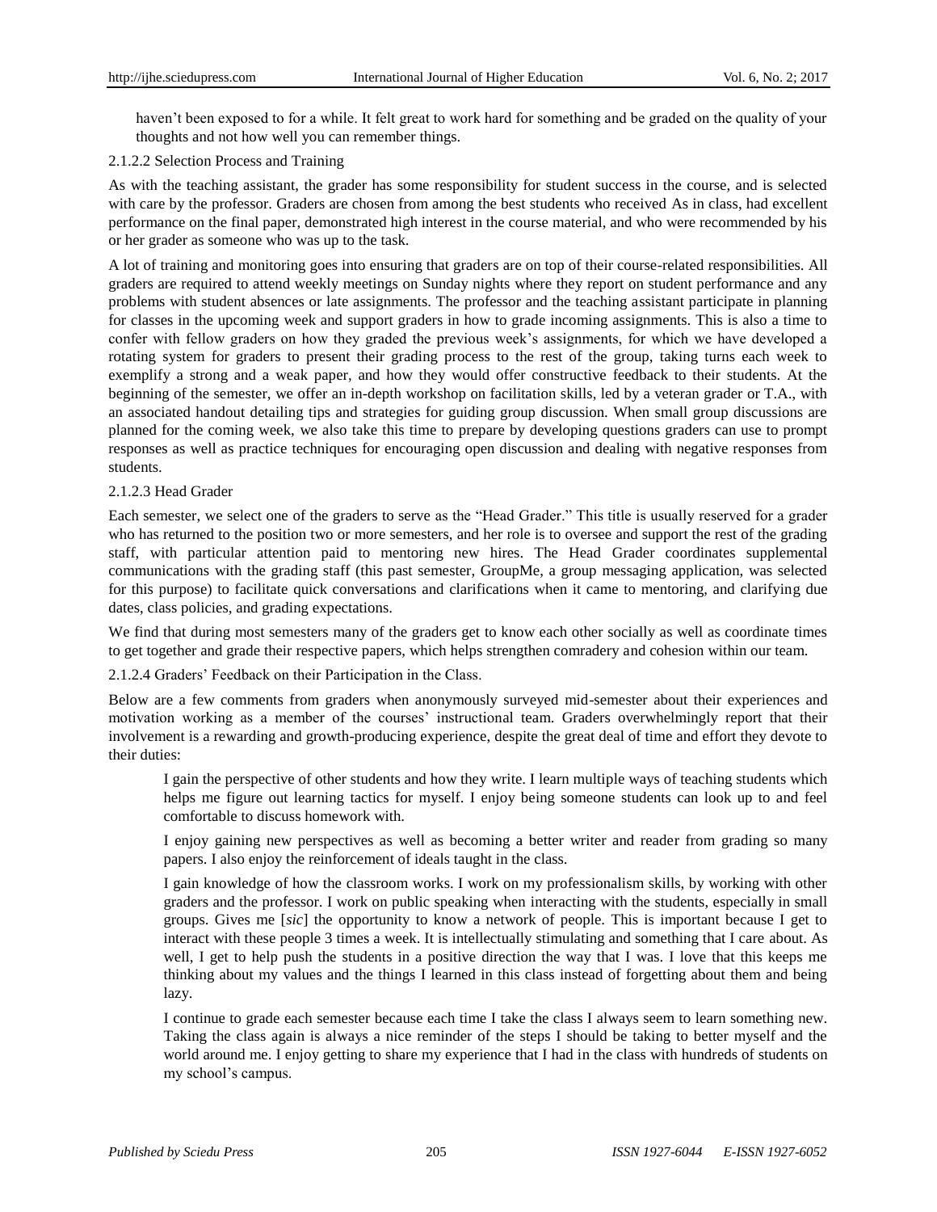haven't been exposed to for a while. It felt great to work hard for something and be graded on the quality of your thoughts and not how well you can remember things.

#### 2.1.2.2 Selection Process and Training

As with the teaching assistant, the grader has some responsibility for student success in the course, and is selected with care by the professor. Graders are chosen from among the best students who received As in class, had excellent performance on the final paper, demonstrated high interest in the course material, and who were recommended by his or her grader as someone who was up to the task.

A lot of training and monitoring goes into ensuring that graders are on top of their course-related responsibilities. All graders are required to attend weekly meetings on Sunday nights where they report on student performance and any problems with student absences or late assignments. The professor and the teaching assistant participate in planning for classes in the upcoming week and support graders in how to grade incoming assignments. This is also a time to confer with fellow graders on how they graded the previous week's assignments, for which we have developed a rotating system for graders to present their grading process to the rest of the group, taking turns each week to exemplify a strong and a weak paper, and how they would offer constructive feedback to their students. At the beginning of the semester, we offer an in-depth workshop on facilitation skills, led by a veteran grader or T.A., with an associated handout detailing tips and strategies for guiding group discussion. When small group discussions are planned for the coming week, we also take this time to prepare by developing questions graders can use to prompt responses as well as practice techniques for encouraging open discussion and dealing with negative responses from students.

#### 2.1.2.3 Head Grader

Each semester, we select one of the graders to serve as the "Head Grader." This title is usually reserved for a grader who has returned to the position two or more semesters, and her role is to oversee and support the rest of the grading staff, with particular attention paid to mentoring new hires. The Head Grader coordinates supplemental communications with the grading staff (this past semester, GroupMe, a group messaging application, was selected for this purpose) to facilitate quick conversations and clarifications when it came to mentoring, and clarifying due dates, class policies, and grading expectations.

We find that during most semesters many of the graders get to know each other socially as well as coordinate times to get together and grade their respective papers, which helps strengthen comradery and cohesion within our team.

#### 2.1.2.4 Graders' Feedback on their Participation in the Class.

Below are a few comments from graders when anonymously surveyed mid-semester about their experiences and motivation working as a member of the courses' instructional team. Graders overwhelmingly report that their involvement is a rewarding and growth-producing experience, despite the great deal of time and effort they devote to their duties:

> I gain the perspective of other students and how they write. I learn multiple ways of teaching students which helps me figure out learning tactics for myself. I enjoy being someone students can look up to and feel comfortable to discuss homework with.
>
> I enjoy gaining new perspectives as well as becoming a better writer and reader from grading so many papers. I also enjoy the reinforcement of ideals taught in the class.
>
> I gain knowledge of how the classroom works. I work on my professionalism skills, by working with other graders and the professor. I work on public speaking when interacting with the students, especially in small groups. Gives me [*sic*] the opportunity to know a network of people. This is important because I get to interact with these people 3 times a week. It is intellectually stimulating and something that I care about. As well, I get to help push the students in a positive direction the way that I was. I love that this keeps me thinking about my values and the things I learned in this class instead of forgetting about them and being lazy.
>
> I continue to grade each semester because each time I take the class I always seem to learn something new. Taking the class again is always a nice reminder of the steps I should be taking to better myself and the world around me. I enjoy getting to share my experience that I had in the class with hundreds of students on my school's campus.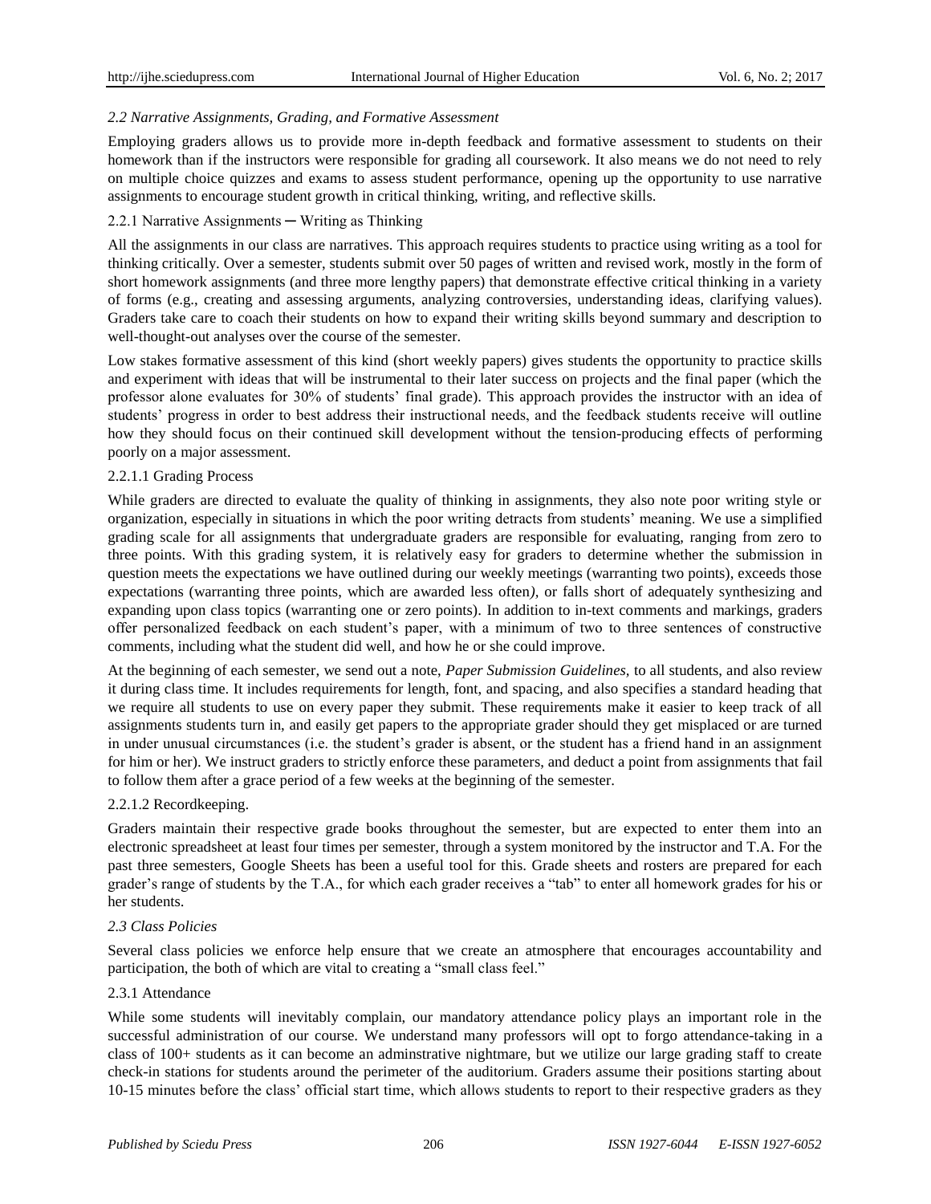### *2.2 Narrative Assignments, Grading, and Formative Assessment*

Employing graders allows us to provide more in-depth feedback and formative assessment to students on their homework than if the instructors were responsible for grading all coursework. It also means we do not need to rely on multiple choice quizzes and exams to assess student performance, opening up the opportunity to use narrative assignments to encourage student growth in critical thinking, writing, and reflective skills.

#### 2.2.1 Narrative Assignments ─ Writing as Thinking

All the assignments in our class are narratives. This approach requires students to practice using writing as a tool for thinking critically. Over a semester, students submit over 50 pages of written and revised work, mostly in the form of short homework assignments (and three more lengthy papers) that demonstrate effective critical thinking in a variety of forms (e.g., creating and assessing arguments, analyzing controversies, understanding ideas, clarifying values). Graders take care to coach their students on how to expand their writing skills beyond summary and description to well-thought-out analyses over the course of the semester.

Low stakes formative assessment of this kind (short weekly papers) gives students the opportunity to practice skills and experiment with ideas that will be instrumental to their later success on projects and the final paper (which the professor alone evaluates for 30% of students' final grade). This approach provides the instructor with an idea of students' progress in order to best address their instructional needs, and the feedback students receive will outline how they should focus on their continued skill development without the tension-producing effects of performing poorly on a major assessment.

##### 2.2.1.1 Grading Process

While graders are directed to evaluate the quality of thinking in assignments, they also note poor writing style or organization, especially in situations in which the poor writing detracts from students' meaning. We use a simplified grading scale for all assignments that undergraduate graders are responsible for evaluating, ranging from zero to three points. With this grading system, it is relatively easy for graders to determine whether the submission in question meets the expectations we have outlined during our weekly meetings (warranting two points), exceeds those expectations (warranting three points, which are awarded less often), or falls short of adequately synthesizing and expanding upon class topics (warranting one or zero points). In addition to in-text comments and markings, graders offer personalized feedback on each student's paper, with a minimum of two to three sentences of constructive comments, including what the student did well, and how he or she could improve.

At the beginning of each semester, we send out a note, *Paper Submission Guidelines*, to all students, and also review it during class time. It includes requirements for length, font, and spacing, and also specifies a standard heading that we require all students to use on every paper they submit. These requirements make it easier to keep track of all assignments students turn in, and easily get papers to the appropriate grader should they get misplaced or are turned in under unusual circumstances (i.e. the student's grader is absent, or the student has a friend hand in an assignment for him or her). We instruct graders to strictly enforce these parameters, and deduct a point from assignments that fail to follow them after a grace period of a few weeks at the beginning of the semester.

##### 2.2.1.2 Recordkeeping.

Graders maintain their respective grade books throughout the semester, but are expected to enter them into an electronic spreadsheet at least four times per semester, through a system monitored by the instructor and T.A. For the past three semesters, Google Sheets has been a useful tool for this. Grade sheets and rosters are prepared for each grader's range of students by the T.A., for which each grader receives a "tab" to enter all homework grades for his or her students.

### *2.3 Class Policies*

Several class policies we enforce help ensure that we create an atmosphere that encourages accountability and participation, the both of which are vital to creating a "small class feel."

#### 2.3.1 Attendance

While some students will inevitably complain, our mandatory attendance policy plays an important role in the successful administration of our course. We understand many professors will opt to forgo attendance-taking in a class of 100+ students as it can become an adminstrative nightmare, but we utilize our large grading staff to create check-in stations for students around the perimeter of the auditorium. Graders assume their positions starting about 10-15 minutes before the class' official start time, which allows students to report to their respective graders as they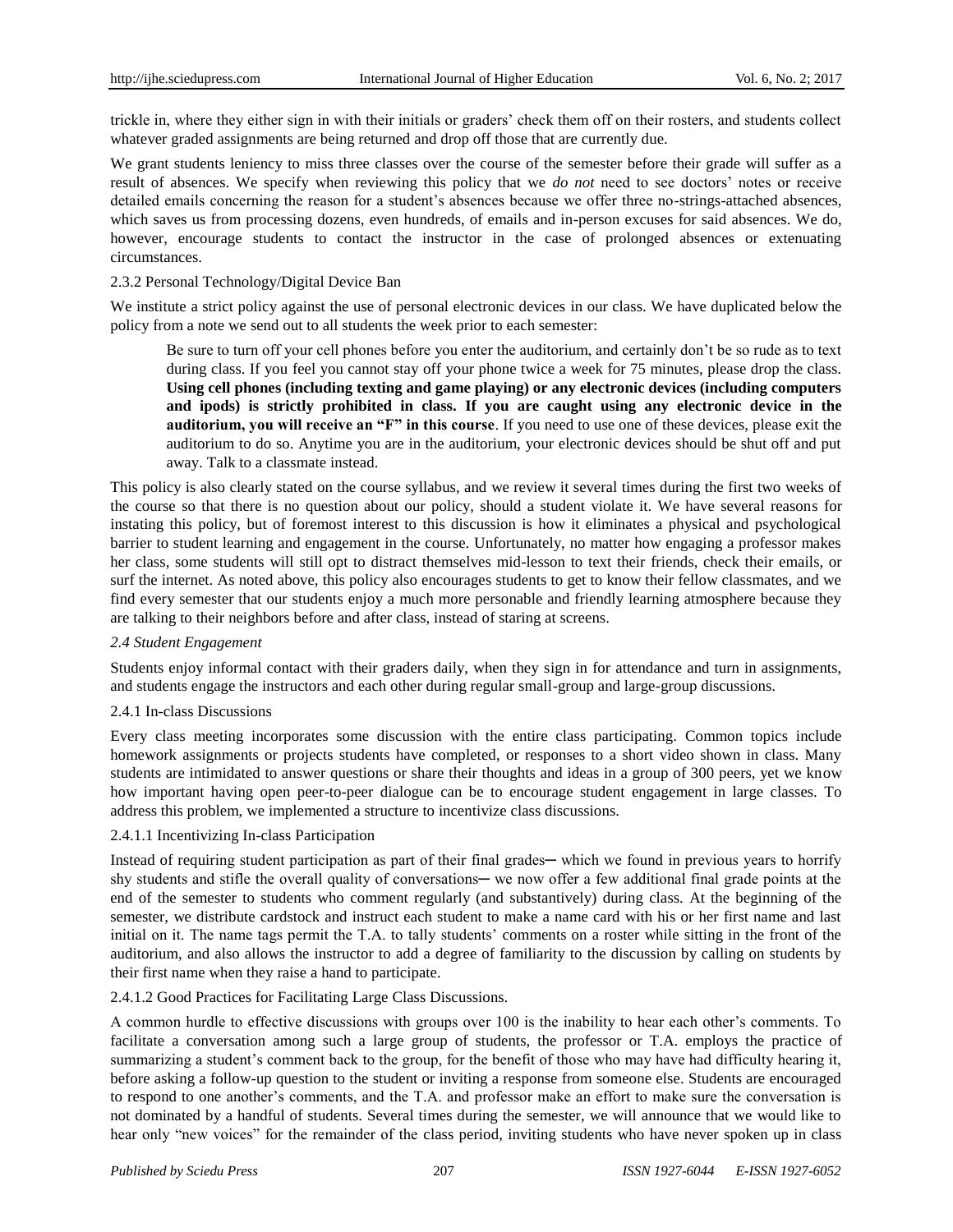trickle in, where they either sign in with their initials or graders' check them off on their rosters, and students collect whatever graded assignments are being returned and drop off those that are currently due.

We grant students leniency to miss three classes over the course of the semester before their grade will suffer as a result of absences. We specify when reviewing this policy that we *do not* need to see doctors' notes or receive detailed emails concerning the reason for a student's absences because we offer three no-strings-attached absences, which saves us from processing dozens, even hundreds, of emails and in-person excuses for said absences. We do, however, encourage students to contact the instructor in the case of prolonged absences or extenuating circumstances.

#### 2.3.2 Personal Technology/Digital Device Ban

We institute a strict policy against the use of personal electronic devices in our class. We have duplicated below the policy from a note we send out to all students the week prior to each semester:

> Be sure to turn off your cell phones before you enter the auditorium, and certainly don't be so rude as to text during class. If you feel you cannot stay off your phone twice a week for 75 minutes, please drop the class. **Using cell phones (including texting and game playing) or any electronic devices (including computers and ipods) is strictly prohibited in class. If you are caught using any electronic device in the auditorium, you will receive an "F" in this course**. If you need to use one of these devices, please exit the auditorium to do so. Anytime you are in the auditorium, your electronic devices should be shut off and put away. Talk to a classmate instead.

This policy is also clearly stated on the course syllabus, and we review it several times during the first two weeks of the course so that there is no question about our policy, should a student violate it. We have several reasons for instating this policy, but of foremost interest to this discussion is how it eliminates a physical and psychological barrier to student learning and engagement in the course. Unfortunately, no matter how engaging a professor makes her class, some students will still opt to distract themselves mid-lesson to text their friends, check their emails, or surf the internet. As noted above, this policy also encourages students to get to know their fellow classmates, and we find every semester that our students enjoy a much more personable and friendly learning atmosphere because they are talking to their neighbors before and after class, instead of staring at screens.

### *2.4 Student Engagement*

Students enjoy informal contact with their graders daily, when they sign in for attendance and turn in assignments, and students engage the instructors and each other during regular small-group and large-group discussions.

#### 2.4.1 In-class Discussions

Every class meeting incorporates some discussion with the entire class participating. Common topics include homework assignments or projects students have completed, or responses to a short video shown in class. Many students are intimidated to answer questions or share their thoughts and ideas in a group of 300 peers, yet we know how important having open peer-to-peer dialogue can be to encourage student engagement in large classes. To address this problem, we implemented a structure to incentivize class discussions.

##### 2.4.1.1 Incentivizing In-class Participation

Instead of requiring student participation as part of their final grades— which we found in previous years to horrify shy students and stifle the overall quality of conversations— we now offer a few additional final grade points at the end of the semester to students who comment regularly (and substantively) during class. At the beginning of the semester, we distribute cardstock and instruct each student to make a name card with his or her first name and last initial on it. The name tags permit the T.A. to tally students' comments on a roster while sitting in the front of the auditorium, and also allows the instructor to add a degree of familiarity to the discussion by calling on students by their first name when they raise a hand to participate.

##### 2.4.1.2 Good Practices for Facilitating Large Class Discussions.

A common hurdle to effective discussions with groups over 100 is the inability to hear each other's comments. To facilitate a conversation among such a large group of students, the professor or T.A. employs the practice of summarizing a student's comment back to the group, for the benefit of those who may have had difficulty hearing it, before asking a follow-up question to the student or inviting a response from someone else. Students are encouraged to respond to one another's comments, and the T.A. and professor make an effort to make sure the conversation is not dominated by a handful of students. Several times during the semester, we will announce that we would like to hear only "new voices" for the remainder of the class period, inviting students who have never spoken up in class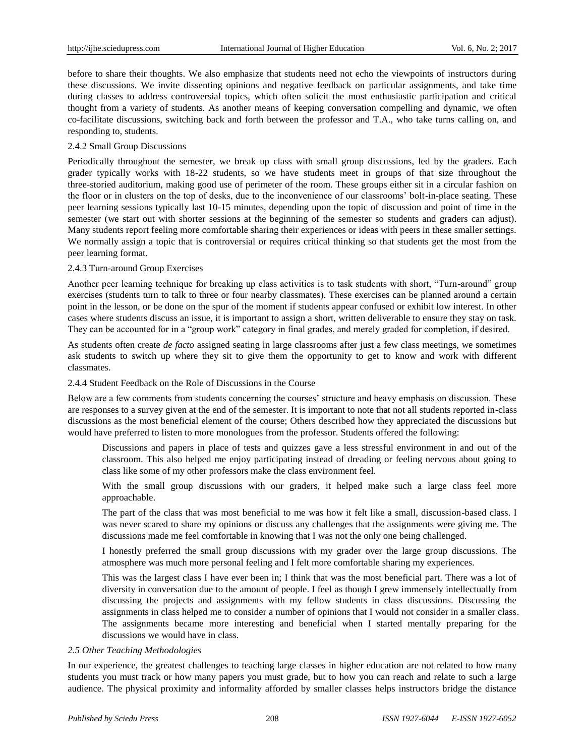before to share their thoughts. We also emphasize that students need not echo the viewpoints of instructors during these discussions. We invite dissenting opinions and negative feedback on particular assignments, and take time during classes to address controversial topics, which often solicit the most enthusiastic participation and critical thought from a variety of students. As another means of keeping conversation compelling and dynamic, we often co-facilitate discussions, switching back and forth between the professor and T.A., who take turns calling on, and responding to, students.

#### 2.4.2 Small Group Discussions

Periodically throughout the semester, we break up class with small group discussions, led by the graders. Each grader typically works with 18-22 students, so we have students meet in groups of that size throughout the three-storied auditorium, making good use of perimeter of the room. These groups either sit in a circular fashion on the floor or in clusters on the top of desks, due to the inconvenience of our classrooms' bolt-in-place seating. These peer learning sessions typically last 10-15 minutes, depending upon the topic of discussion and point of time in the semester (we start out with shorter sessions at the beginning of the semester so students and graders can adjust). Many students report feeling more comfortable sharing their experiences or ideas with peers in these smaller settings. We normally assign a topic that is controversial or requires critical thinking so that students get the most from the peer learning format.

#### 2.4.3 Turn-around Group Exercises

Another peer learning technique for breaking up class activities is to task students with short, "Turn-around" group exercises (students turn to talk to three or four nearby classmates). These exercises can be planned around a certain point in the lesson, or be done on the spur of the moment if students appear confused or exhibit low interest. In other cases where students discuss an issue, it is important to assign a short, written deliverable to ensure they stay on task. They can be accounted for in a "group work" category in final grades, and merely graded for completion, if desired.

As students often create *de facto* assigned seating in large classrooms after just a few class meetings, we sometimes ask students to switch up where they sit to give them the opportunity to get to know and work with different classmates.

#### 2.4.4 Student Feedback on the Role of Discussions in the Course

Below are a few comments from students concerning the courses' structure and heavy emphasis on discussion. These are responses to a survey given at the end of the semester. It is important to note that not all students reported in-class discussions as the most beneficial element of the course; Others described how they appreciated the discussions but would have preferred to listen to more monologues from the professor. Students offered the following:

> Discussions and papers in place of tests and quizzes gave a less stressful environment in and out of the classroom. This also helped me enjoy participating instead of dreading or feeling nervous about going to class like some of my other professors make the class environment feel.
>
> With the small group discussions with our graders, it helped make such a large class feel more approachable.
>
> The part of the class that was most beneficial to me was how it felt like a small, discussion-based class. I was never scared to share my opinions or discuss any challenges that the assignments were giving me. The discussions made me feel comfortable in knowing that I was not the only one being challenged.
>
> I honestly preferred the small group discussions with my grader over the large group discussions. The atmosphere was much more personal feeling and I felt more comfortable sharing my experiences.
>
> This was the largest class I have ever been in; I think that was the most beneficial part. There was a lot of diversity in conversation due to the amount of people. I feel as though I grew immensely intellectually from discussing the projects and assignments with my fellow students in class discussions. Discussing the assignments in class helped me to consider a number of opinions that I would not consider in a smaller class. The assignments became more interesting and beneficial when I started mentally preparing for the discussions we would have in class.

### *2.5 Other Teaching Methodologies*

In our experience, the greatest challenges to teaching large classes in higher education are not related to how many students you must track or how many papers you must grade, but to how you can reach and relate to such a large audience. The physical proximity and informality afforded by smaller classes helps instructors bridge the distance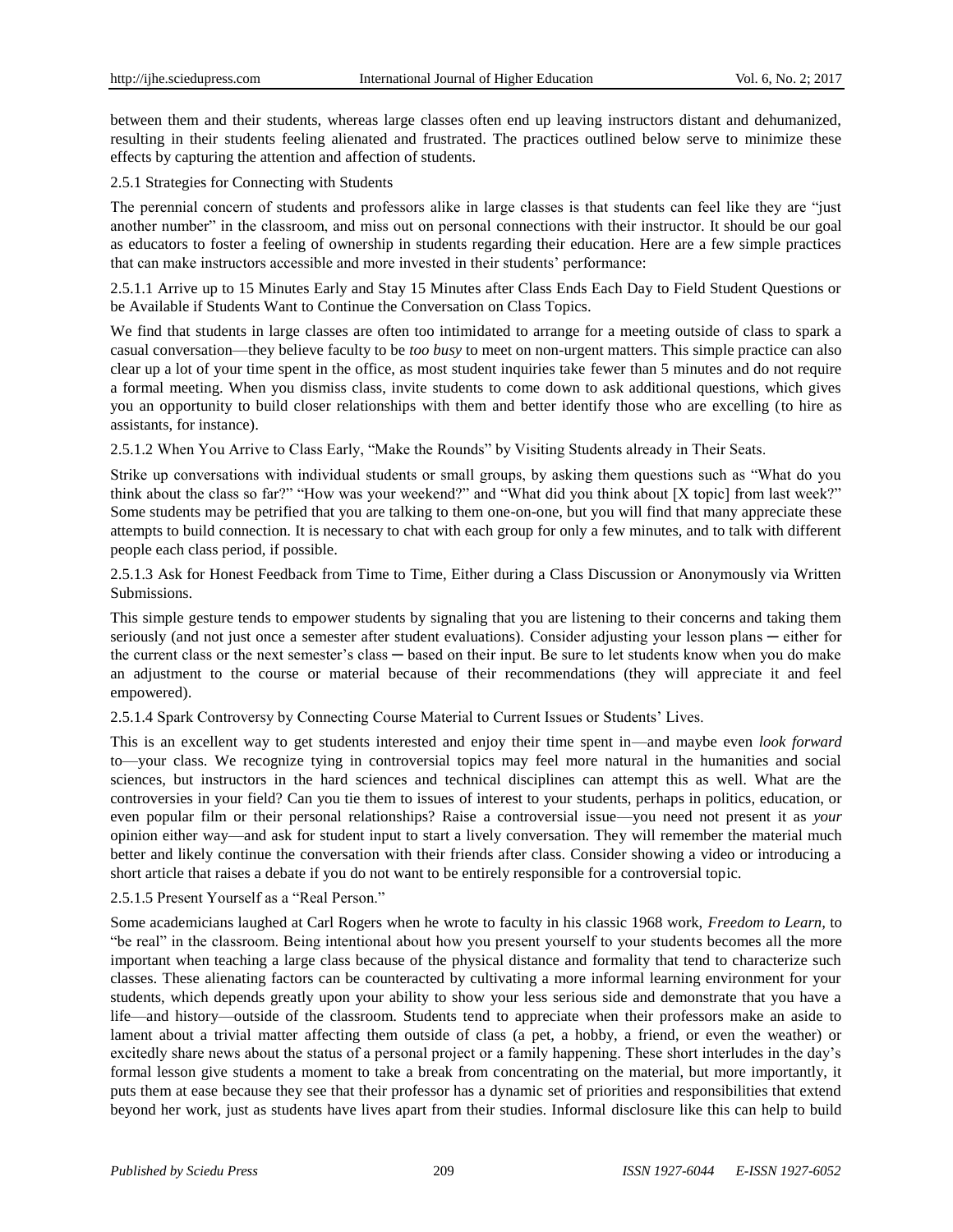between them and their students, whereas large classes often end up leaving instructors distant and dehumanized, resulting in their students feeling alienated and frustrated. The practices outlined below serve to minimize these effects by capturing the attention and affection of students.

#### 2.5.1 Strategies for Connecting with Students

The perennial concern of students and professors alike in large classes is that students can feel like they are "just another number" in the classroom, and miss out on personal connections with their instructor. It should be our goal as educators to foster a feeling of ownership in students regarding their education. Here are a few simple practices that can make instructors accessible and more invested in their students' performance:

##### 2.5.1.1 Arrive up to 15 Minutes Early and Stay 15 Minutes after Class Ends Each Day to Field Student Questions or be Available if Students Want to Continue the Conversation on Class Topics.

We find that students in large classes are often too intimidated to arrange for a meeting outside of class to spark a casual conversation—they believe faculty to be *too busy* to meet on non-urgent matters. This simple practice can also clear up a lot of your time spent in the office, as most student inquiries take fewer than 5 minutes and do not require a formal meeting. When you dismiss class, invite students to come down to ask additional questions, which gives you an opportunity to build closer relationships with them and better identify those who are excelling (to hire as assistants, for instance).

##### 2.5.1.2 When You Arrive to Class Early, "Make the Rounds" by Visiting Students already in Their Seats.

Strike up conversations with individual students or small groups, by asking them questions such as "What do you think about the class so far?" "How was your weekend?" and "What did you think about [X topic] from last week?" Some students may be petrified that you are talking to them one-on-one, but you will find that many appreciate these attempts to build connection. It is necessary to chat with each group for only a few minutes, and to talk with different people each class period, if possible.

##### 2.5.1.3 Ask for Honest Feedback from Time to Time, Either during a Class Discussion or Anonymously via Written Submissions.

This simple gesture tends to empower students by signaling that you are listening to their concerns and taking them seriously (and not just once a semester after student evaluations). Consider adjusting your lesson plans ─ either for the current class or the next semester's class ─ based on their input. Be sure to let students know when you do make an adjustment to the course or material because of their recommendations (they will appreciate it and feel empowered).

##### 2.5.1.4 Spark Controversy by Connecting Course Material to Current Issues or Students' Lives.

This is an excellent way to get students interested and enjoy their time spent in—and maybe even *look forward* to—your class. We recognize tying in controversial topics may feel more natural in the humanities and social sciences, but instructors in the hard sciences and technical disciplines can attempt this as well. What are the controversies in your field? Can you tie them to issues of interest to your students, perhaps in politics, education, or even popular film or their personal relationships? Raise a controversial issue—you need not present it as *your* opinion either way—and ask for student input to start a lively conversation. They will remember the material much better and likely continue the conversation with their friends after class. Consider showing a video or introducing a short article that raises a debate if you do not want to be entirely responsible for a controversial topic.

##### 2.5.1.5 Present Yourself as a "Real Person."

Some academicians laughed at Carl Rogers when he wrote to faculty in his classic 1968 work, *Freedom to Learn*, to "be real" in the classroom. Being intentional about how you present yourself to your students becomes all the more important when teaching a large class because of the physical distance and formality that tend to characterize such classes. These alienating factors can be counteracted by cultivating a more informal learning environment for your students, which depends greatly upon your ability to show your less serious side and demonstrate that you have a life—and history—outside of the classroom. Students tend to appreciate when their professors make an aside to lament about a trivial matter affecting them outside of class (a pet, a hobby, a friend, or even the weather) or excitedly share news about the status of a personal project or a family happening. These short interludes in the day's formal lesson give students a moment to take a break from concentrating on the material, but more importantly, it puts them at ease because they see that their professor has a dynamic set of priorities and responsibilities that extend beyond her work, just as students have lives apart from their studies. Informal disclosure like this can help to build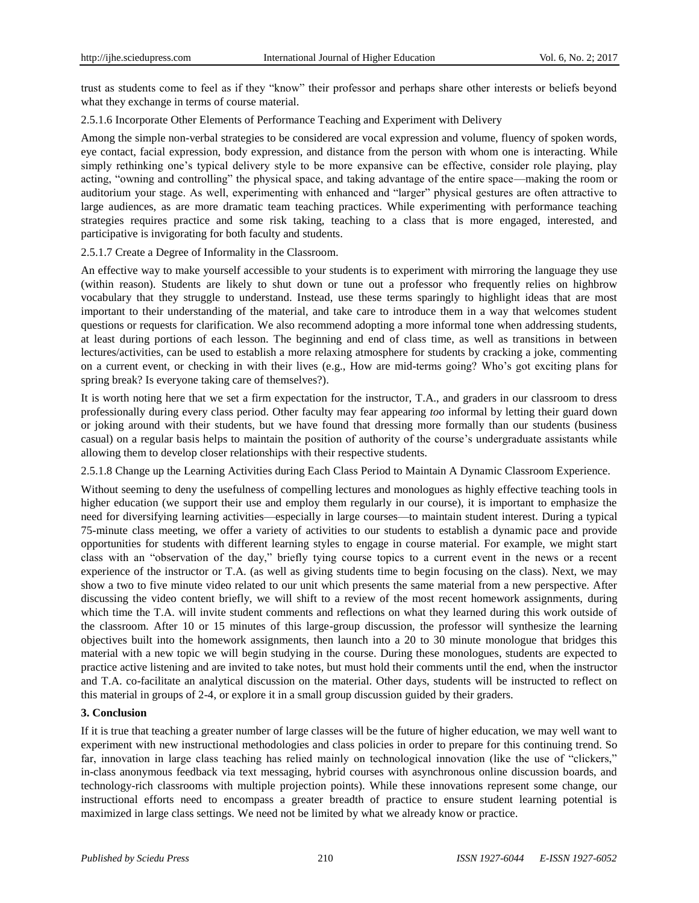trust as students come to feel as if they "know" their professor and perhaps share other interests or beliefs beyond what they exchange in terms of course material.

2.5.1.6 Incorporate Other Elements of Performance Teaching and Experiment with Delivery

Among the simple non-verbal strategies to be considered are vocal expression and volume, fluency of spoken words, eye contact, facial expression, body expression, and distance from the person with whom one is interacting. While simply rethinking one's typical delivery style to be more expansive can be effective, consider role playing, play acting, "owning and controlling" the physical space, and taking advantage of the entire space—making the room or auditorium your stage. As well, experimenting with enhanced and "larger" physical gestures are often attractive to large audiences, as are more dramatic team teaching practices. While experimenting with performance teaching strategies requires practice and some risk taking, teaching to a class that is more engaged, interested, and participative is invigorating for both faculty and students.

2.5.1.7 Create a Degree of Informality in the Classroom.

An effective way to make yourself accessible to your students is to experiment with mirroring the language they use (within reason). Students are likely to shut down or tune out a professor who frequently relies on highbrow vocabulary that they struggle to understand. Instead, use these terms sparingly to highlight ideas that are most important to their understanding of the material, and take care to introduce them in a way that welcomes student questions or requests for clarification. We also recommend adopting a more informal tone when addressing students, at least during portions of each lesson. The beginning and end of class time, as well as transitions in between lectures/activities, can be used to establish a more relaxing atmosphere for students by cracking a joke, commenting on a current event, or checking in with their lives (e.g., How are mid-terms going? Who's got exciting plans for spring break? Is everyone taking care of themselves?).

It is worth noting here that we set a firm expectation for the instructor, T.A., and graders in our classroom to dress professionally during every class period. Other faculty may fear appearing *too* informal by letting their guard down or joking around with their students, but we have found that dressing more formally than our students (business casual) on a regular basis helps to maintain the position of authority of the course's undergraduate assistants while allowing them to develop closer relationships with their respective students.

2.5.1.8 Change up the Learning Activities during Each Class Period to Maintain A Dynamic Classroom Experience.

Without seeming to deny the usefulness of compelling lectures and monologues as highly effective teaching tools in higher education (we support their use and employ them regularly in our course), it is important to emphasize the need for diversifying learning activities—especially in large courses—to maintain student interest. During a typical 75-minute class meeting, we offer a variety of activities to our students to establish a dynamic pace and provide opportunities for students with different learning styles to engage in course material. For example, we might start class with an "observation of the day," briefly tying course topics to a current event in the news or a recent experience of the instructor or T.A. (as well as giving students time to begin focusing on the class). Next, we may show a two to five minute video related to our unit which presents the same material from a new perspective. After discussing the video content briefly, we will shift to a review of the most recent homework assignments, during which time the T.A. will invite student comments and reflections on what they learned during this work outside of the classroom. After 10 or 15 minutes of this large-group discussion, the professor will synthesize the learning objectives built into the homework assignments, then launch into a 20 to 30 minute monologue that bridges this material with a new topic we will begin studying in the course. During these monologues, students are expected to practice active listening and are invited to take notes, but must hold their comments until the end, when the instructor and T.A. co-facilitate an analytical discussion on the material. Other days, students will be instructed to reflect on this material in groups of 2-4, or explore it in a small group discussion guided by their graders.

## 3. Conclusion

If it is true that teaching a greater number of large classes will be the future of higher education, we may well want to experiment with new instructional methodologies and class policies in order to prepare for this continuing trend. So far, innovation in large class teaching has relied mainly on technological innovation (like the use of "clickers," in-class anonymous feedback via text messaging, hybrid courses with asynchronous online discussion boards, and technology-rich classrooms with multiple projection points). While these innovations represent some change, our instructional efforts need to encompass a greater breadth of practice to ensure student learning potential is maximized in large class settings. We need not be limited by what we already know or practice.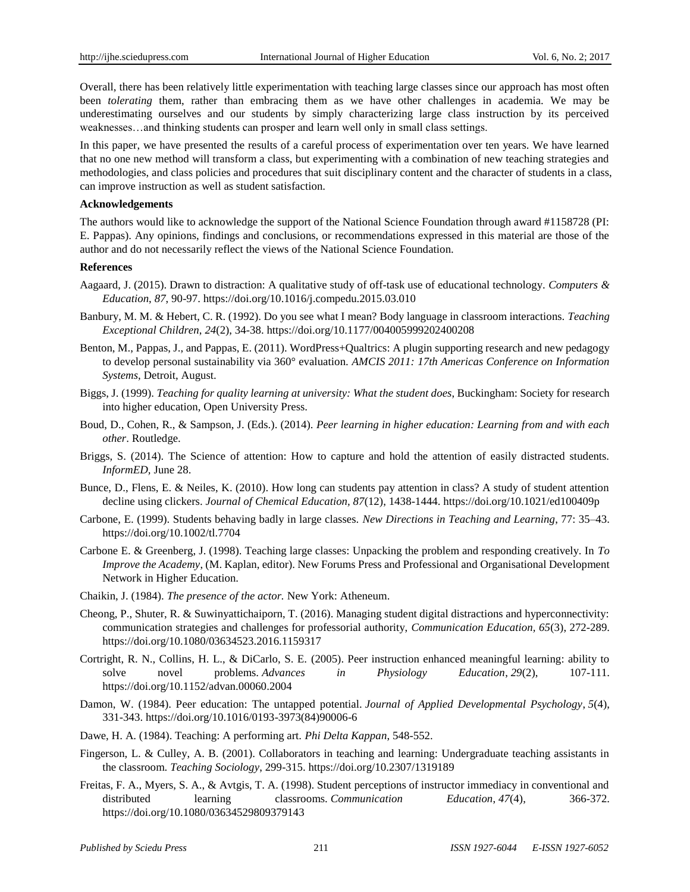Overall, there has been relatively little experimentation with teaching large classes since our approach has most often been *tolerating* them, rather than embracing them as we have other challenges in academia. We may be underestimating ourselves and our students by simply characterizing large class instruction by its perceived weaknesses…and thinking students can prosper and learn well only in small class settings.

In this paper, we have presented the results of a careful process of experimentation over ten years. We have learned that no one new method will transform a class, but experimenting with a combination of new teaching strategies and methodologies, and class policies and procedures that suit disciplinary content and the character of students in a class, can improve instruction as well as student satisfaction.

**Acknowledgements**

The authors would like to acknowledge the support of the National Science Foundation through award #1158728 (PI: E. Pappas). Any opinions, findings and conclusions, or recommendations expressed in this material are those of the author and do not necessarily reflect the views of the National Science Foundation.

**References**

Aagaard, J. (2015). Drawn to distraction: A qualitative study of off-task use of educational technology. *Computers & Education, 87,* 90-97. https://doi.org/10.1016/j.compedu.2015.03.010

Banbury, M. M. & Hebert, C. R. (1992). Do you see what I mean? Body language in classroom interactions. *Teaching Exceptional Children, 24*(2), 34-38. https://doi.org/10.1177/004005999202400208

Benton, M., Pappas, J., and Pappas, E. (2011). WordPress+Qualtrics: A plugin supporting research and new pedagogy to develop personal sustainability via 360° evaluation. *AMCIS 2011: 17th Americas Conference on Information Systems*, Detroit, August.

Biggs, J. (1999). *Teaching for quality learning at university: What the student does*, Buckingham: Society for research into higher education, Open University Press.

Boud, D., Cohen, R., & Sampson, J. (Eds.). (2014). *Peer learning in higher education: Learning from and with each other*. Routledge.

Briggs, S. (2014). The Science of attention: How to capture and hold the attention of easily distracted students. *InformED*, June 28.

Bunce, D., Flens, E. & Neiles, K. (2010). How long can students pay attention in class? A study of student attention decline using clickers. *Journal of Chemical Education, 87*(12), 1438-1444. https://doi.org/10.1021/ed100409p

Carbone, E. (1999). Students behaving badly in large classes. *New Directions in Teaching and Learning*, 77: 35–43. https://doi.org/10.1002/tl.7704

Carbone E. & Greenberg, J. (1998). Teaching large classes: Unpacking the problem and responding creatively. In *To Improve the Academy*, (M. Kaplan, editor). New Forums Press and Professional and Organisational Development Network in Higher Education.

Chaikin, J. (1984). *The presence of the actor.* New York: Atheneum.

Cheong, P., Shuter, R. & Suwinyattichaiporn, T. (2016). Managing student digital distractions and hyperconnectivity: communication strategies and challenges for professorial authority, *Communication Education, 65*(3), 272-289. https://doi.org/10.1080/03634523.2016.1159317

Cortright, R. N., Collins, H. L., & DiCarlo, S. E. (2005). Peer instruction enhanced meaningful learning: ability to solve novel problems. *Advances in Physiology Education*, *29*(2), 107-111. https://doi.org/10.1152/advan.00060.2004

Damon, W. (1984). Peer education: The untapped potential. *Journal of Applied Developmental Psychology*, *5*(4), 331-343. https://doi.org/10.1016/0193-3973(84)90006-6

Dawe, H. A. (1984). Teaching: A performing art. *Phi Delta Kappan*, 548-552.

Fingerson, L. & Culley, A. B. (2001). Collaborators in teaching and learning: Undergraduate teaching assistants in the classroom. *Teaching Sociology*, 299-315. https://doi.org/10.2307/1319189

Freitas, F. A., Myers, S. A., & Avtgis, T. A. (1998). Student perceptions of instructor immediacy in conventional and distributed learning classrooms. *Communication Education*, *47*(4), 366-372. https://doi.org/10.1080/03634529809379143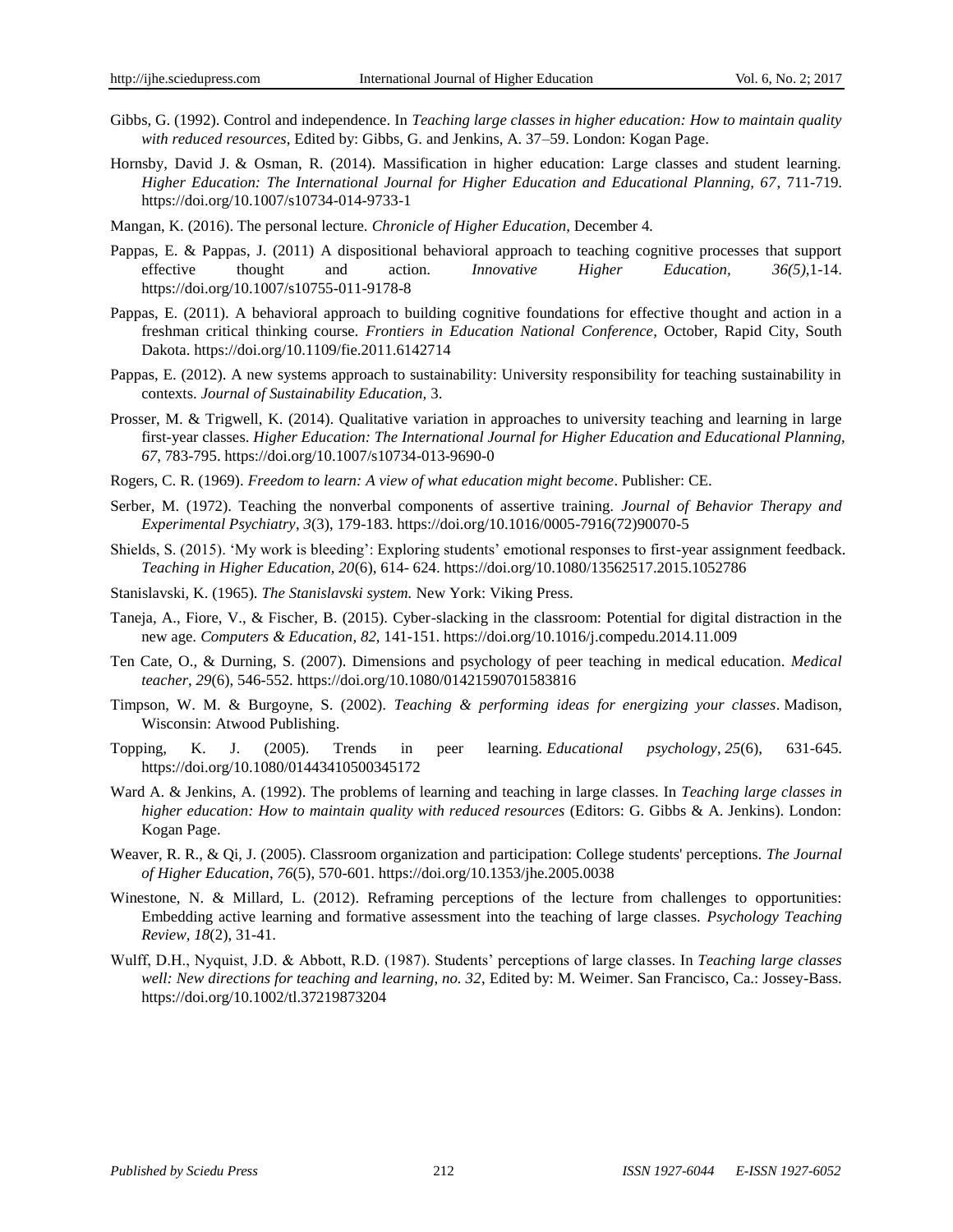Gibbs, G. (1992). Control and independence. In *Teaching large classes in higher education: How to maintain quality with reduced resources*, Edited by: Gibbs, G. and Jenkins, A. 37–59. London: Kogan Page.

Hornsby, David J. & Osman, R. (2014). Massification in higher education: Large classes and student learning. *Higher Education: The International Journal for Higher Education and Educational Planning, 67*, 711-719. https://doi.org/10.1007/s10734-014-9733-1

Mangan, K. (2016). The personal lecture. *Chronicle of Higher Education*, December 4.

Pappas, E. & Pappas, J. (2011) A dispositional behavioral approach to teaching cognitive processes that support effective thought and action. *Innovative Higher Education, 36(5)*,1-14. https://doi.org/10.1007/s10755-011-9178-8

Pappas, E. (2011). A behavioral approach to building cognitive foundations for effective thought and action in a freshman critical thinking course. *Frontiers in Education National Conference*, October, Rapid City, South Dakota. https://doi.org/10.1109/fie.2011.6142714

Pappas, E. (2012). A new systems approach to sustainability: University responsibility for teaching sustainability in contexts. *Journal of Sustainability Education*, 3.

Prosser, M. & Trigwell, K. (2014). Qualitative variation in approaches to university teaching and learning in large first-year classes. *Higher Education: The International Journal for Higher Education and Educational Planning, 67*, 783-795. https://doi.org/10.1007/s10734-013-9690-0

Rogers, C. R. (1969). *Freedom to learn: A view of what education might become*. Publisher: CE.

Serber, M. (1972). Teaching the nonverbal components of assertive training. *Journal of Behavior Therapy and Experimental Psychiatry*, *3*(3), 179-183. https://doi.org/10.1016/0005-7916(72)90070-5

Shields, S. (2015). 'My work is bleeding': Exploring students' emotional responses to first-year assignment feedback. *Teaching in Higher Education, 20*(6), 614- 624. https://doi.org/10.1080/13562517.2015.1052786

Stanislavski, K. (1965). *The Stanislavski system.* New York: Viking Press.

Taneja, A., Fiore, V., & Fischer, B. (2015). Cyber-slacking in the classroom: Potential for digital distraction in the new age. *Computers & Education, 82*, 141-151. https://doi.org/10.1016/j.compedu.2014.11.009

Ten Cate, O., & Durning, S. (2007). Dimensions and psychology of peer teaching in medical education. *Medical teacher*, *29*(6), 546-552. https://doi.org/10.1080/01421590701583816

Timpson, W. M. & Burgoyne, S. (2002). *Teaching & performing ideas for energizing your classes*. Madison, Wisconsin: Atwood Publishing.

Topping, K. J. (2005). Trends in peer learning. *Educational psychology*, *25*(6), 631-645. https://doi.org/10.1080/01443410500345172

Ward A. & Jenkins, A. (1992). The problems of learning and teaching in large classes. In *Teaching large classes in higher education: How to maintain quality with reduced resources* (Editors: G. Gibbs & A. Jenkins). London: Kogan Page.

Weaver, R. R., & Qi, J. (2005). Classroom organization and participation: College students' perceptions. *The Journal of Higher Education*, *76*(5), 570-601. https://doi.org/10.1353/jhe.2005.0038

Winestone, N. & Millard, L. (2012). Reframing perceptions of the lecture from challenges to opportunities: Embedding active learning and formative assessment into the teaching of large classes. *Psychology Teaching Review*, *18*(2), 31-41.

Wulff, D.H., Nyquist, J.D. & Abbott, R.D. (1987). Students' perceptions of large classes. In *Teaching large classes well: New directions for teaching and learning, no. 32*, Edited by: M. Weimer. San Francisco, Ca.: Jossey-Bass. https://doi.org/10.1002/tl.37219873204